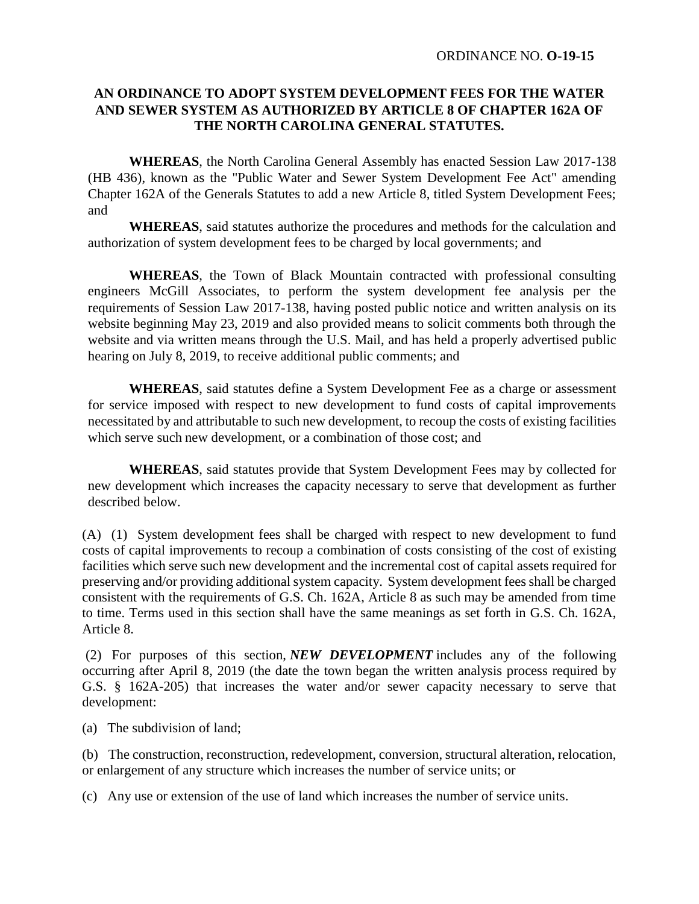ORDINANCE NO. **O-19-15**

**AN ORDINANCE TO ADOPT SYSTEM DEVELOPMENT FEES FOR THE WATER AND SEWER SYSTEM AS AUTHORIZED BY ARTICLE 8 OF CHAPTER 162A OF THE NORTH CAROLINA GENERAL STATUTES.**

**WHEREAS**, the North Carolina General Assembly has enacted Session Law 2017-138 (HB 436), known as the "Public Water and Sewer System Development Fee Act" amending Chapter 162A of the Generals Statutes to add a new Article 8, titled System Development Fees; and

**WHEREAS**, said statutes authorize the procedures and methods for the calculation and authorization of system development fees to be charged by local governments; and

**WHEREAS**, the Town of Black Mountain contracted with professional consulting engineers McGill Associates, to perform the system development fee analysis per the requirements of Session Law 2017-138, having posted public notice and written analysis on its website beginning May 23, 2019 and also provided means to solicit comments both through the website and via written means through the U.S. Mail, and has held a properly advertised public hearing on July 8, 2019, to receive additional public comments; and

**WHEREAS**, said statutes define a System Development Fee as a charge or assessment for service imposed with respect to new development to fund costs of capital improvements necessitated by and attributable to such new development, to recoup the costs of existing facilities which serve such new development, or a combination of those cost; and

**WHEREAS**, said statutes provide that System Development Fees may by collected for new development which increases the capacity necessary to serve that development as further described below.

(A) (1) System development fees shall be charged with respect to new development to fund costs of capital improvements to recoup a combination of costs consisting of the cost of existing facilities which serve such new development and the incremental cost of capital assets required for preserving and/or providing additional system capacity. System development fees shall be charged consistent with the requirements of G.S. Ch. 162A, Article 8 as such may be amended from time to time. Terms used in this section shall have the same meanings as set forth in G.S. Ch. 162A, Article 8.

(2) For purposes of this section, ***NEW DEVELOPMENT*** includes any of the following occurring after April 8, 2019 (the date the town began the written analysis process required by G.S. § 162A-205) that increases the water and/or sewer capacity necessary to serve that development:

(a) The subdivision of land;

(b) The construction, reconstruction, redevelopment, conversion, structural alteration, relocation, or enlargement of any structure which increases the number of service units; or

(c) Any use or extension of the use of land which increases the number of service units.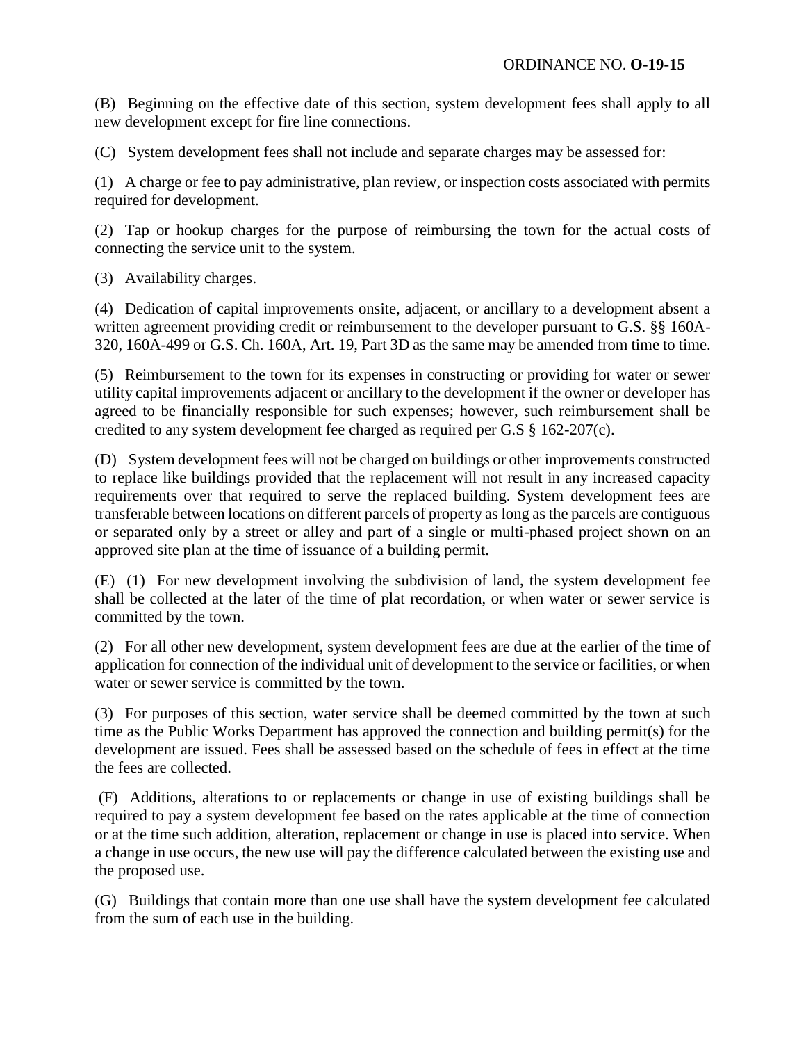(B) Beginning on the effective date of this section, system development fees shall apply to all new development except for fire line connections.

(C) System development fees shall not include and separate charges may be assessed for:

(1) A charge or fee to pay administrative, plan review, or inspection costs associated with permits required for development.

(2) Tap or hookup charges for the purpose of reimbursing the town for the actual costs of connecting the service unit to the system.

(3) Availability charges.

(4) Dedication of capital improvements onsite, adjacent, or ancillary to a development absent a written agreement providing credit or reimbursement to the developer pursuant to G.S. §§ 160A-320, 160A-499 or G.S. Ch. 160A, Art. 19, Part 3D as the same may be amended from time to time.

(5) Reimbursement to the town for its expenses in constructing or providing for water or sewer utility capital improvements adjacent or ancillary to the development if the owner or developer has agreed to be financially responsible for such expenses; however, such reimbursement shall be credited to any system development fee charged as required per G.S § 162-207(c).

(D) System development fees will not be charged on buildings or other improvements constructed to replace like buildings provided that the replacement will not result in any increased capacity requirements over that required to serve the replaced building. System development fees are transferable between locations on different parcels of property as long as the parcels are contiguous or separated only by a street or alley and part of a single or multi-phased project shown on an approved site plan at the time of issuance of a building permit.

(E) (1) For new development involving the subdivision of land, the system development fee shall be collected at the later of the time of plat recordation, or when water or sewer service is committed by the town.

(2) For all other new development, system development fees are due at the earlier of the time of application for connection of the individual unit of development to the service or facilities, or when water or sewer service is committed by the town.

(3) For purposes of this section, water service shall be deemed committed by the town at such time as the Public Works Department has approved the connection and building permit(s) for the development are issued. Fees shall be assessed based on the schedule of fees in effect at the time the fees are collected.

(F) Additions, alterations to or replacements or change in use of existing buildings shall be required to pay a system development fee based on the rates applicable at the time of connection or at the time such addition, alteration, replacement or change in use is placed into service. When a change in use occurs, the new use will pay the difference calculated between the existing use and the proposed use.

(G) Buildings that contain more than one use shall have the system development fee calculated from the sum of each use in the building.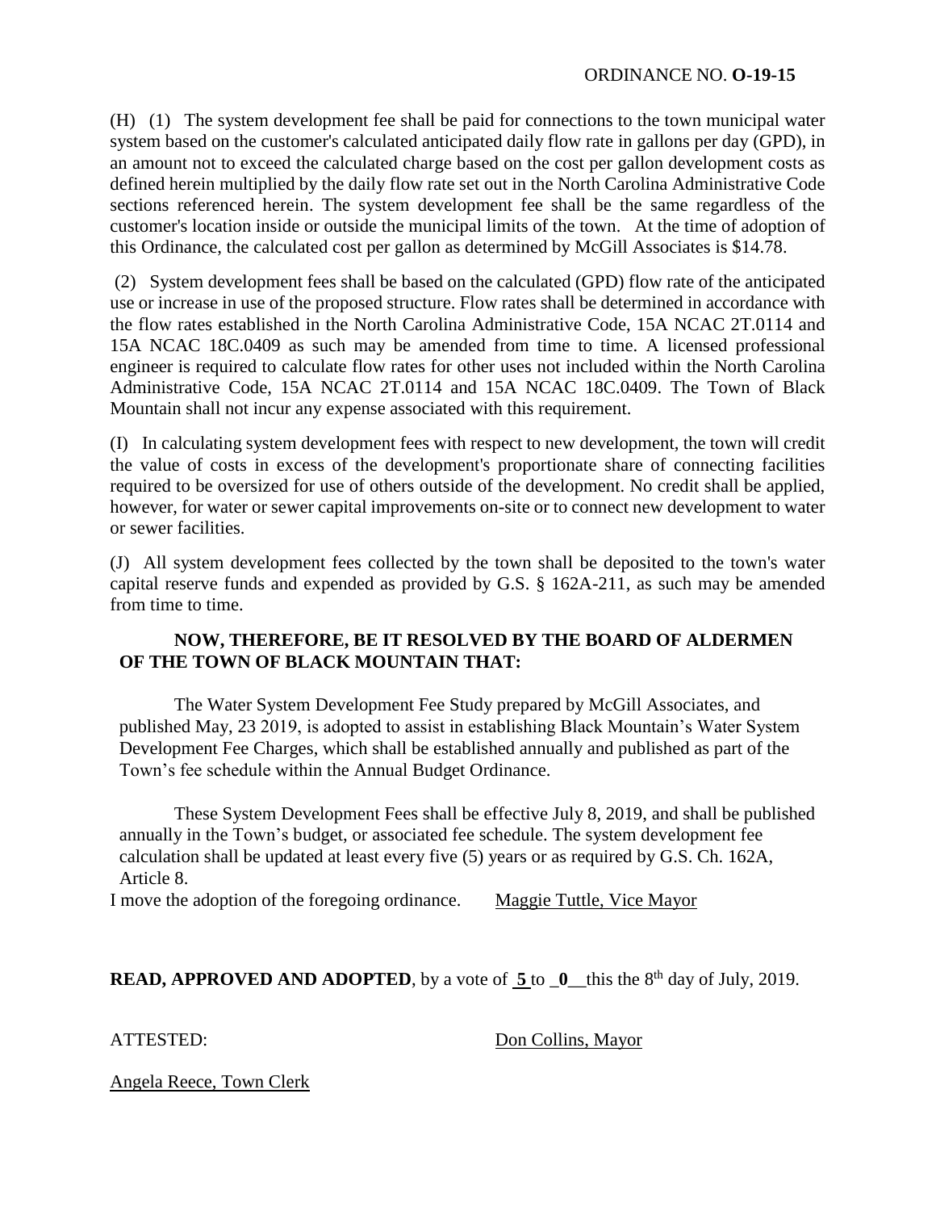ORDINANCE NO. **O-19-15**

(H) (1) The system development fee shall be paid for connections to the town municipal water system based on the customer's calculated anticipated daily flow rate in gallons per day (GPD), in an amount not to exceed the calculated charge based on the cost per gallon development costs as defined herein multiplied by the daily flow rate set out in the North Carolina Administrative Code sections referenced herein. The system development fee shall be the same regardless of the customer's location inside or outside the municipal limits of the town. At the time of adoption of this Ordinance, the calculated cost per gallon as determined by McGill Associates is $14.78.

(2) System development fees shall be based on the calculated (GPD) flow rate of the anticipated use or increase in use of the proposed structure. Flow rates shall be determined in accordance with the flow rates established in the North Carolina Administrative Code, 15A NCAC 2T.0114 and 15A NCAC 18C.0409 as such may be amended from time to time. A licensed professional engineer is required to calculate flow rates for other uses not included within the North Carolina Administrative Code, 15A NCAC 2T.0114 and 15A NCAC 18C.0409. The Town of Black Mountain shall not incur any expense associated with this requirement.

(I) In calculating system development fees with respect to new development, the town will credit the value of costs in excess of the development's proportionate share of connecting facilities required to be oversized for use of others outside of the development. No credit shall be applied, however, for water or sewer capital improvements on-site or to connect new development to water or sewer facilities.

(J) All system development fees collected by the town shall be deposited to the town's water capital reserve funds and expended as provided by G.S. § 162A-211, as such may be amended from time to time.

**NOW, THEREFORE, BE IT RESOLVED BY THE BOARD OF ALDERMEN OF THE TOWN OF BLACK MOUNTAIN THAT:**

The Water System Development Fee Study prepared by McGill Associates, and published May, 23 2019, is adopted to assist in establishing Black Mountain's Water System Development Fee Charges, which shall be established annually and published as part of the Town's fee schedule within the Annual Budget Ordinance.

These System Development Fees shall be effective July 8, 2019, and shall be published annually in the Town's budget, or associated fee schedule. The system development fee calculation shall be updated at least every five (5) years or as required by G.S. Ch. 162A, Article 8.

I move the adoption of the foregoing ordinance. Maggie Tuttle, Vice Mayor

**READ, APPROVED AND ADOPTED**, by a vote of **5** to **0** this the 8th day of July, 2019.

ATTESTED: Don Collins, Mayor

Angela Reece, Town Clerk